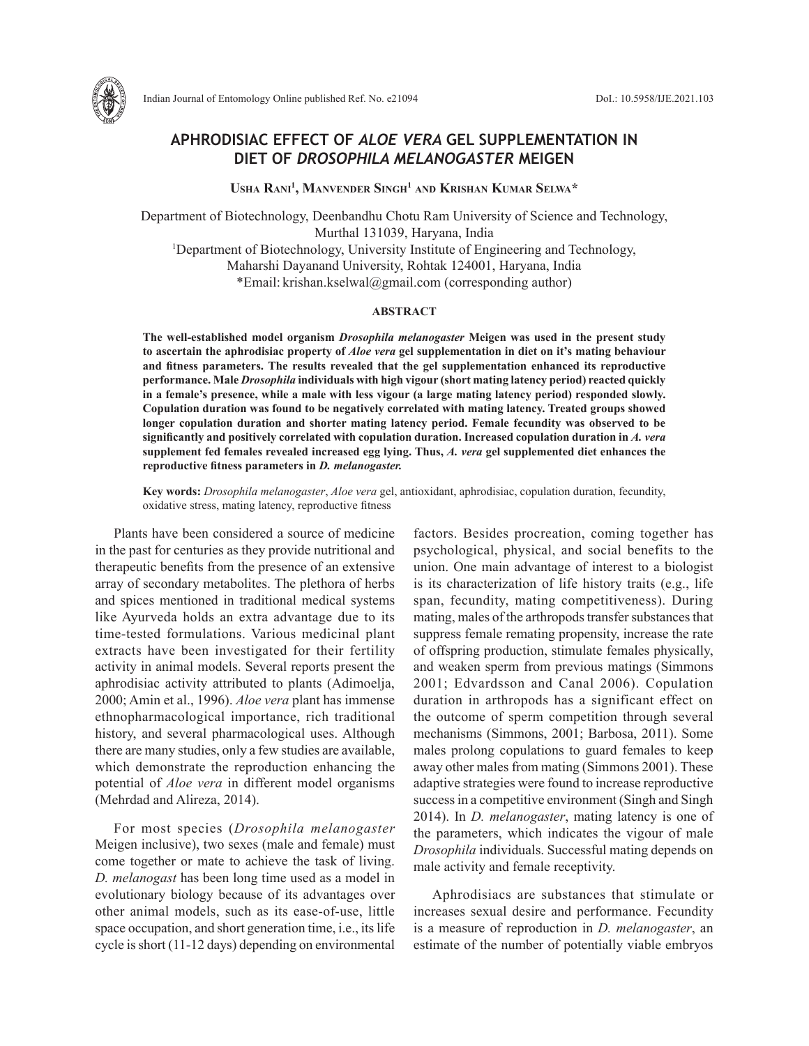# APHRODISIAC EFFECT OF *ALOE VERA* GEL SUPPLEMENTATION IN DIET OF *DROSOPHILA MELANOGASTER* MEIGEN

**Usha Rani[1], Manvender Singh[1] and Krishan Kumar Selwa***

Department of Biotechnology, Deenbandhu Chotu Ram University of Science and Technology, Murthal 131039, Haryana, India
[1]Department of Biotechnology, University Institute of Engineering and Technology, Maharshi Dayanand University, Rohtak 124001, Haryana, India
*Email: krishan.kselwal@gmail.com (corresponding author)

## ABSTRACT

**The well-established model organism *Drosophila melanogaster* Meigen was used in the present study to ascertain the aphrodisiac property of *Aloe vera* gel supplementation in diet on it's mating behaviour and fitness parameters. The results revealed that the gel supplementation enhanced its reproductive performance. Male *Drosophila* individuals with high vigour (short mating latency period) reacted quickly in a female's presence, while a male with less vigour (a large mating latency period) responded slowly. Copulation duration was found to be negatively correlated with mating latency. Treated groups showed longer copulation duration and shorter mating latency period. Female fecundity was observed to be significantly and positively correlated with copulation duration. Increased copulation duration in *A. vera* supplement fed females revealed increased egg lying. Thus, *A. vera* gel supplemented diet enhances the reproductive fitness parameters in *D. melanogaster.***

**Key words:** *Drosophila melanogaster*, *Aloe vera* gel, antioxidant, aphrodisiac, copulation duration, fecundity, oxidative stress, mating latency, reproductive fitness

Plants have been considered a source of medicine in the past for centuries as they provide nutritional and therapeutic benefits from the presence of an extensive array of secondary metabolites. The plethora of herbs and spices mentioned in traditional medical systems like Ayurveda holds an extra advantage due to its time-tested formulations. Various medicinal plant extracts have been investigated for their fertility activity in animal models. Several reports present the aphrodisiac activity attributed to plants (Adimoelja, 2000; Amin et al., 1996). *Aloe vera* plant has immense ethnopharmacological importance, rich traditional history, and several pharmacological uses. Although there are many studies, only a few studies are available, which demonstrate the reproduction enhancing the potential of *Aloe vera* in different model organisms (Mehrdad and Alireza, 2014).

For most species (*Drosophila melanogaster* Meigen inclusive), two sexes (male and female) must come together or mate to achieve the task of living. *D. melanogast* has been long time used as a model in evolutionary biology because of its advantages over other animal models, such as its ease-of-use, little space occupation, and short generation time, i.e., its life cycle is short (11-12 days) depending on environmental factors. Besides procreation, coming together has psychological, physical, and social benefits to the union. One main advantage of interest to a biologist is its characterization of life history traits (e.g., life span, fecundity, mating competitiveness). During mating, males of the arthropods transfer substances that suppress female remating propensity, increase the rate of offspring production, stimulate females physically, and weaken sperm from previous matings (Simmons 2001; Edvardsson and Canal 2006). Copulation duration in arthropods has a significant effect on the outcome of sperm competition through several mechanisms (Simmons, 2001; Barbosa, 2011). Some males prolong copulations to guard females to keep away other males from mating (Simmons 2001). These adaptive strategies were found to increase reproductive success in a competitive environment (Singh and Singh 2014). In *D. melanogaster*, mating latency is one of the parameters, which indicates the vigour of male *Drosophila* individuals. Successful mating depends on male activity and female receptivity.

Aphrodisiacs are substances that stimulate or increases sexual desire and performance. Fecundity is a measure of reproduction in *D. melanogaster*, an estimate of the number of potentially viable embryos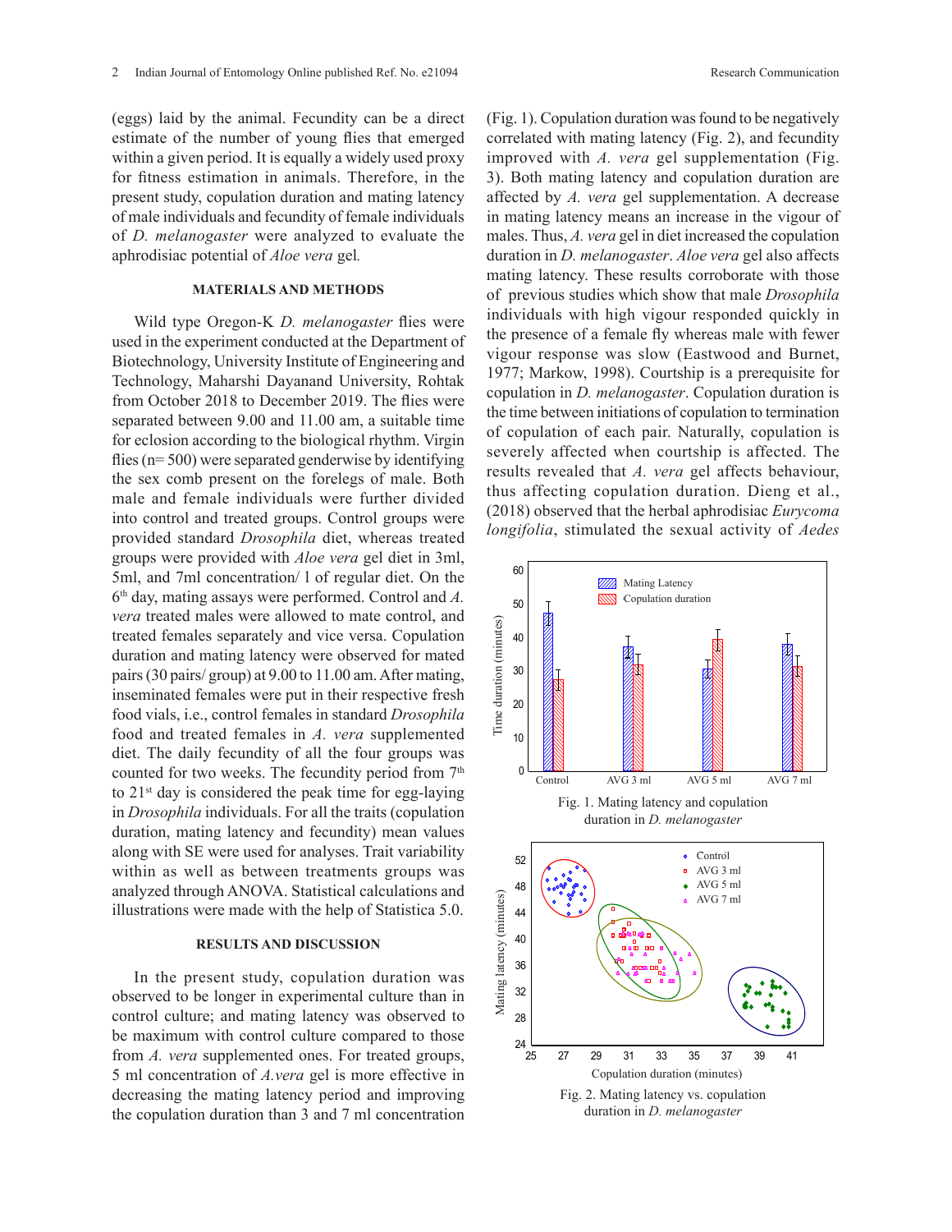(eggs) laid by the animal. Fecundity can be a direct estimate of the number of young flies that emerged within a given period. It is equally a widely used proxy for fitness estimation in animals. Therefore, in the present study, copulation duration and mating latency of male individuals and fecundity of female individuals of *D. melanogaster* were analyzed to evaluate the aphrodisiac potential of *Aloe vera* gel.

## MATERIALS AND METHODS

Wild type Oregon-K *D. melanogaster* flies were used in the experiment conducted at the Department of Biotechnology, University Institute of Engineering and Technology, Maharshi Dayanand University, Rohtak from October 2018 to December 2019. The flies were separated between 9.00 and 11.00 am, a suitable time for eclosion according to the biological rhythm. Virgin flies (n= 500) were separated genderwise by identifying the sex comb present on the forelegs of male. Both male and female individuals were further divided into control and treated groups. Control groups were provided standard *Drosophila* diet, whereas treated groups were provided with *Aloe vera* gel diet in 3ml, 5ml, and 7ml concentration/ l of regular diet. On the 6th day, mating assays were performed. Control and *A. vera* treated males were allowed to mate control, and treated females separately and vice versa. Copulation duration and mating latency were observed for mated pairs (30 pairs/ group) at 9.00 to 11.00 am. After mating, inseminated females were put in their respective fresh food vials, i.e., control females in standard *Drosophila* food and treated females in *A. vera* supplemented diet. The daily fecundity of all the four groups was counted for two weeks. The fecundity period from 7th to 21st day is considered the peak time for egg-laying in *Drosophila* individuals. For all the traits (copulation duration, mating latency and fecundity) mean values along with SE were used for analyses. Trait variability within as well as between treatments groups was analyzed through ANOVA. Statistical calculations and illustrations were made with the help of Statistica 5.0.

## RESULTS AND DISCUSSION

In the present study, copulation duration was observed to be longer in experimental culture than in control culture; and mating latency was observed to be maximum with control culture compared to those from *A. vera* supplemented ones. For treated groups, 5 ml concentration of *A.vera* gel is more effective in decreasing the mating latency period and improving the copulation duration than 3 and 7 ml concentration (Fig. 1). Copulation duration was found to be negatively correlated with mating latency (Fig. 2), and fecundity improved with *A. vera* gel supplementation (Fig. 3). Both mating latency and copulation duration are affected by *A. vera* gel supplementation. A decrease in mating latency means an increase in the vigour of males. Thus, *A. vera* gel in diet increased the copulation duration in *D. melanogaster*. *Aloe vera* gel also affects mating latency. These results corroborate with those of previous studies which show that male *Drosophila* individuals with high vigour responded quickly in the presence of a female fly whereas male with fewer vigour response was slow (Eastwood and Burnet, 1977; Markow, 1998). Courtship is a prerequisite for copulation in *D. melanogaster*. Copulation duration is the time between initiations of copulation to termination of copulation of each pair. Naturally, copulation is severely affected when courtship is affected. The results revealed that *A. vera* gel affects behaviour, thus affecting copulation duration. Dieng et al., (2018) observed that the herbal aphrodisiac *Eurycoma longifolia*, stimulated the sexual activity of *Aedes*

Fig. 1. Mating latency and copulation duration in *D. melanogaster*

Fig. 2. Mating latency vs. copulation duration in *D. melanogaster*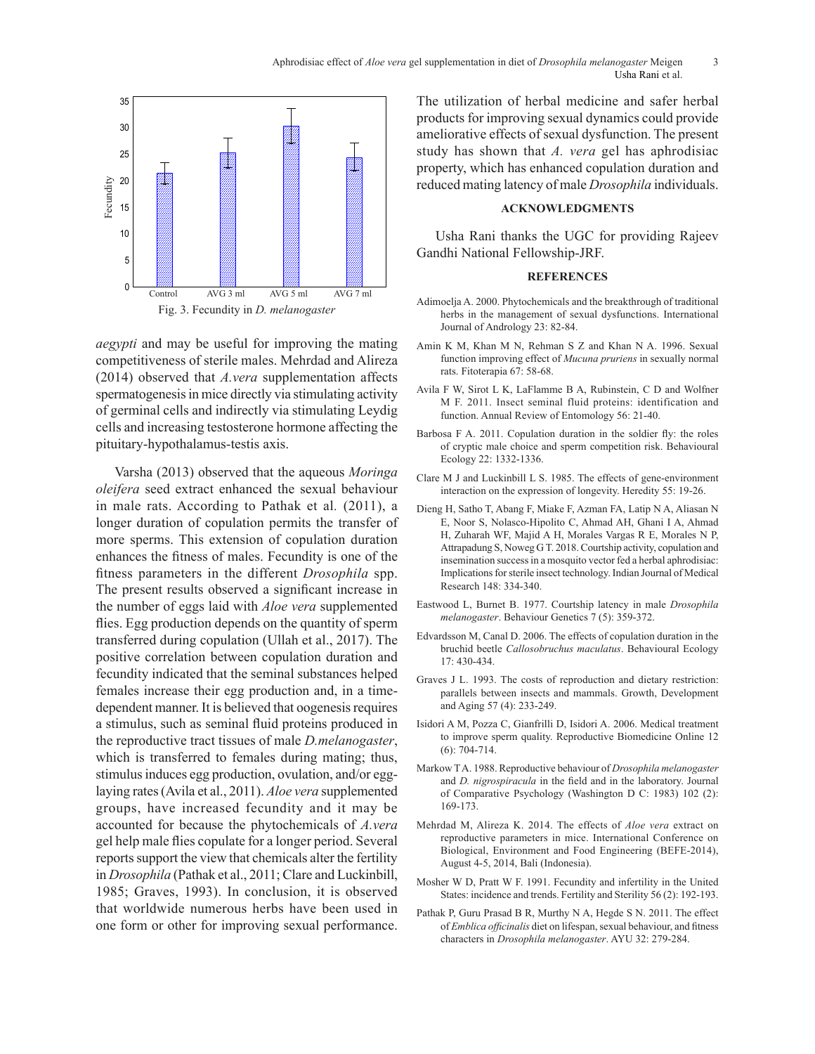Fig. 3. Fecundity in *D. melanogaster*

*aegypti* and may be useful for improving the mating competitiveness of sterile males. Mehrdad and Alireza (2014) observed that *A.vera* supplementation affects spermatogenesis in mice directly via stimulating activity of germinal cells and indirectly via stimulating Leydig cells and increasing testosterone hormone affecting the pituitary-hypothalamus-testis axis.

Varsha (2013) observed that the aqueous *Moringa oleifera* seed extract enhanced the sexual behaviour in male rats. According to Pathak et al. (2011), a longer duration of copulation permits the transfer of more sperms. This extension of copulation duration enhances the fitness of males. Fecundity is one of the fitness parameters in the different *Drosophila* spp. The present results observed a significant increase in the number of eggs laid with *Aloe vera* supplemented flies. Egg production depends on the quantity of sperm transferred during copulation (Ullah et al., 2017). The positive correlation between copulation duration and fecundity indicated that the seminal substances helped females increase their egg production and, in a time-dependent manner. It is believed that oogenesis requires a stimulus, such as seminal fluid proteins produced in the reproductive tract tissues of male *D.melanogaster*, which is transferred to females during mating; thus, stimulus induces egg production, ovulation, and/or egg-laying rates (Avila et al., 2011). *Aloe vera* supplemented groups, have increased fecundity and it may be accounted for because the phytochemicals of *A.vera* gel help male flies copulate for a longer period. Several reports support the view that chemicals alter the fertility in *Drosophila* (Pathak et al., 2011; Clare and Luckinbill, 1985; Graves, 1993). In conclusion, it is observed that worldwide numerous herbs have been used in one form or other for improving sexual performance. The utilization of herbal medicine and safer herbal products for improving sexual dynamics could provide ameliorative effects of sexual dysfunction. The present study has shown that *A. vera* gel has aphrodisiac property, which has enhanced copulation duration and reduced mating latency of male *Drosophila* individuals.

## ACKNOWLEDGMENTS

Usha Rani thanks the UGC for providing Rajeev Gandhi National Fellowship-JRF.

## REFERENCES

Adimoelja A. 2000. Phytochemicals and the breakthrough of traditional herbs in the management of sexual dysfunctions. International Journal of Andrology 23: 82-84.

Amin K M, Khan M N, Rehman S Z and Khan N A. 1996. Sexual function improving effect of *Mucuna pruriens* in sexually normal rats. Fitoterapia 67: 58-68.

Avila F W, Sirot L K, LaFlamme B A, Rubinstein, C D and Wolfner M F. 2011. Insect seminal fluid proteins: identification and function. Annual Review of Entomology 56: 21-40.

Barbosa F A. 2011. Copulation duration in the soldier fly: the roles of cryptic male choice and sperm competition risk. Behavioural Ecology 22: 1332-1336.

Clare M J and Luckinbill L S. 1985. The effects of gene-environment interaction on the expression of longevity. Heredity 55: 19-26.

Dieng H, Satho T, Abang F, Miake F, Azman FA, Latip N A, Aliasan N E, Noor S, Nolasco-Hipolito C, Ahmad AH, Ghani I A, Ahmad H, Zuharah WF, Majid A H, Morales Vargas R E, Morales N P, Attrapadung S, Noweg G T. 2018. Courtship activity, copulation and insemination success in a mosquito vector fed a herbal aphrodisiac: Implications for sterile insect technology. Indian Journal of Medical Research 148: 334-340.

Eastwood L, Burnet B. 1977. Courtship latency in male *Drosophila melanogaster*. Behaviour Genetics 7 (5): 359-372.

Edvardsson M, Canal D. 2006. The effects of copulation duration in the bruchid beetle *Callosobruchus maculatus*. Behavioural Ecology 17: 430-434.

Graves J L. 1993. The costs of reproduction and dietary restriction: parallels between insects and mammals. Growth, Development and Aging 57 (4): 233-249.

Isidori A M, Pozza C, Gianfrilli D, Isidori A. 2006. Medical treatment to improve sperm quality. Reproductive Biomedicine Online 12 (6): 704-714.

Markow T A. 1988. Reproductive behaviour of *Drosophila melanogaster* and *D. nigrospiracula* in the field and in the laboratory. Journal of Comparative Psychology (Washington D C: 1983) 102 (2): 169-173.

Mehrdad M, Alireza K. 2014. The effects of *Aloe vera* extract on reproductive parameters in mice. International Conference on Biological, Environment and Food Engineering (BEFE-2014), August 4-5, 2014, Bali (Indonesia).

Mosher W D, Pratt W F. 1991. Fecundity and infertility in the United States: incidence and trends. Fertility and Sterility 56 (2): 192-193.

Pathak P, Guru Prasad B R, Murthy N A, Hegde S N. 2011. The effect of *Emblica officinalis* diet on lifespan, sexual behaviour, and fitness characters in *Drosophila melanogaster*. AYU 32: 279-284.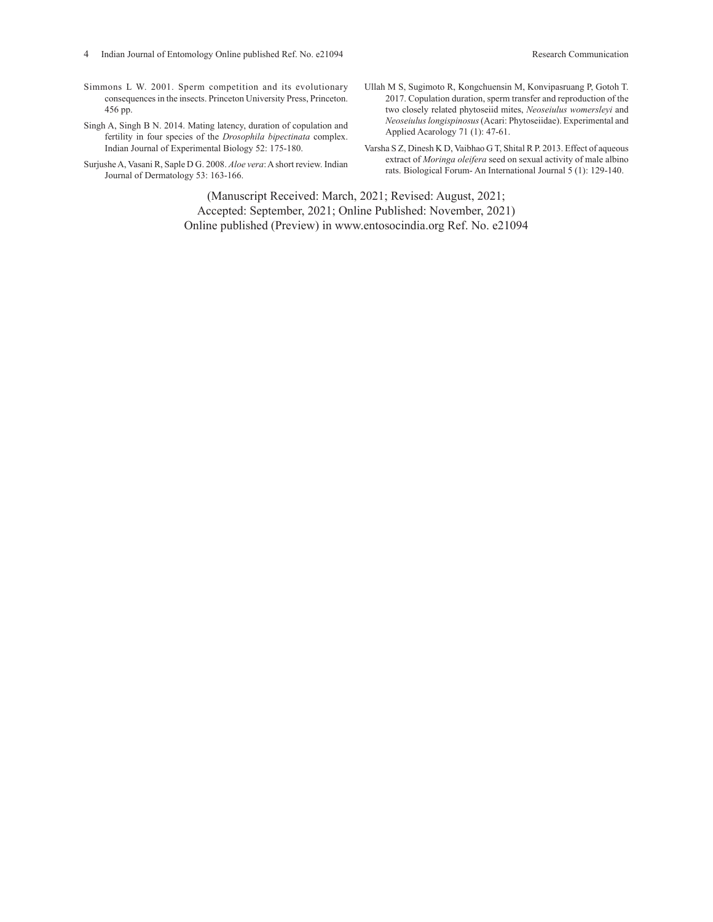Simmons L W. 2001. Sperm competition and its evolutionary consequences in the insects. Princeton University Press, Princeton. 456 pp.

Singh A, Singh B N. 2014. Mating latency, duration of copulation and fertility in four species of the *Drosophila bipectinata* complex. Indian Journal of Experimental Biology 52: 175-180.

Surjushe A, Vasani R, Saple D G. 2008. *Aloe vera*: A short review. Indian Journal of Dermatology 53: 163-166.

Ullah M S, Sugimoto R, Kongchuensin M, Konvipasruang P, Gotoh T. 2017. Copulation duration, sperm transfer and reproduction of the two closely related phytoseiid mites, *Neoseiulus womersleyi* and *Neoseiulus longispinosus* (Acari: Phytoseiidae). Experimental and Applied Acarology 71 (1): 47-61.

Varsha S Z, Dinesh K D, Vaibhao G T, Shital R P. 2013. Effect of aqueous extract of *Moringa oleifera* seed on sexual activity of male albino rats. Biological Forum- An International Journal 5 (1): 129-140.

(Manuscript Received: March, 2021; Revised: August, 2021;
Accepted: September, 2021; Online Published: November, 2021)
Online published (Preview) in www.entosocindia.org Ref. No. e21094